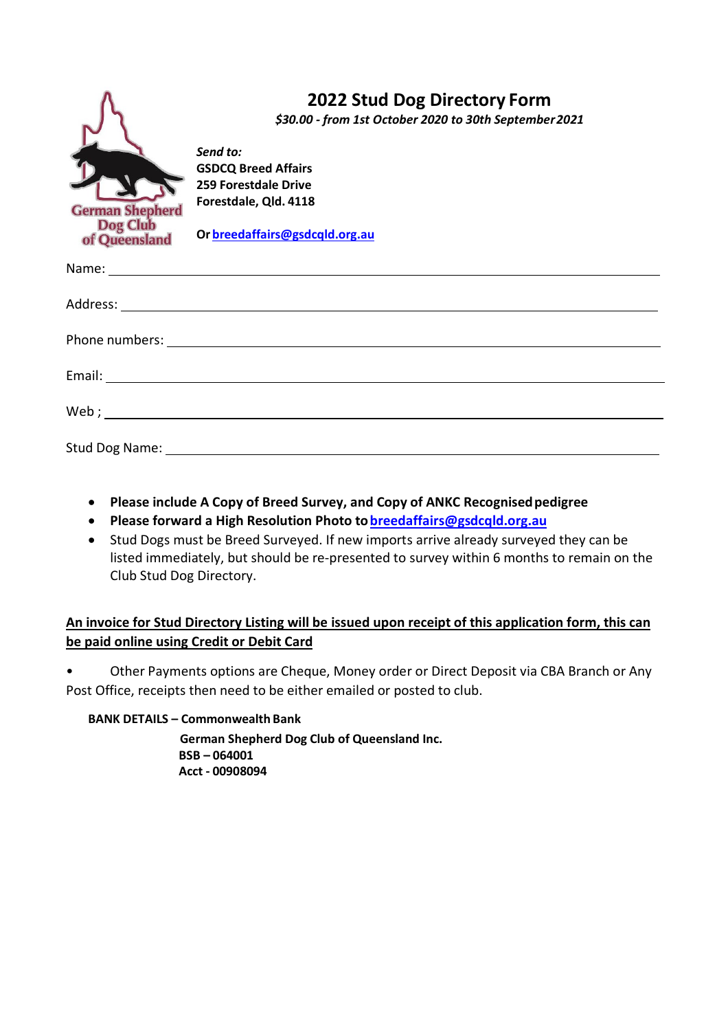German Shepherd Dog Club of Queensland

# 2022 Stud Dog Directory Form

*$30.00 - from 1st October 2020 to 30th September 2021*

*Send to:*
**GSDCQ Breed Affairs**
**259 Forestdale Drive**
**Forestdale, Qld. 4118**

**Or breedaffairs@gsdcqld.org.au**

Name: \_\_\_\_\_\_\_\_\_\_\_\_\_\_\_\_\_\_\_\_\_\_\_\_\_\_\_\_\_\_\_\_\_\_\_\_\_\_\_\_\_\_\_\_\_\_\_\_

Address: \_\_\_\_\_\_\_\_\_\_\_\_\_\_\_\_\_\_\_\_\_\_\_\_\_\_\_\_\_\_\_\_\_\_\_\_\_\_\_\_\_\_\_\_\_\_\_\_

Phone numbers: \_\_\_\_\_\_\_\_\_\_\_\_\_\_\_\_\_\_\_\_\_\_\_\_\_\_\_\_\_\_\_\_\_\_\_\_\_\_\_\_\_\_

Email: \_\_\_\_\_\_\_\_\_\_\_\_\_\_\_\_\_\_\_\_\_\_\_\_\_\_\_\_\_\_\_\_\_\_\_\_\_\_\_\_\_\_\_\_\_\_\_\_

Web ; \_\_\_\_\_\_\_\_\_\_\_\_\_\_\_\_\_\_\_\_\_\_\_\_\_\_\_\_\_\_\_\_\_\_\_\_\_\_\_\_\_\_\_\_\_\_\_\_

Stud Dog Name: \_\_\_\_\_\_\_\_\_\_\_\_\_\_\_\_\_\_\_\_\_\_\_\_\_\_\_\_\_\_\_\_\_\_\_\_\_\_\_\_\_\_

- **Please include A Copy of Breed Survey, and Copy of ANKC Recognised pedigree**
- **Please forward a High Resolution Photo to breedaffairs@gsdcqld.org.au**
- Stud Dogs must be Breed Surveyed. If new imports arrive already surveyed they can be listed immediately, but should be re-presented to survey within 6 months to remain on the Club Stud Dog Directory.

**An invoice for Stud Directory Listing will be issued upon receipt of this application form, this can be paid online using Credit or Debit Card**

- Other Payments options are Cheque, Money order or Direct Deposit via CBA Branch or Any Post Office, receipts then need to be either emailed or posted to club.

**BANK DETAILS – Commonwealth Bank**

**German Shepherd Dog Club of Queensland Inc.**
**BSB – 064001**
**Acct - 00908094**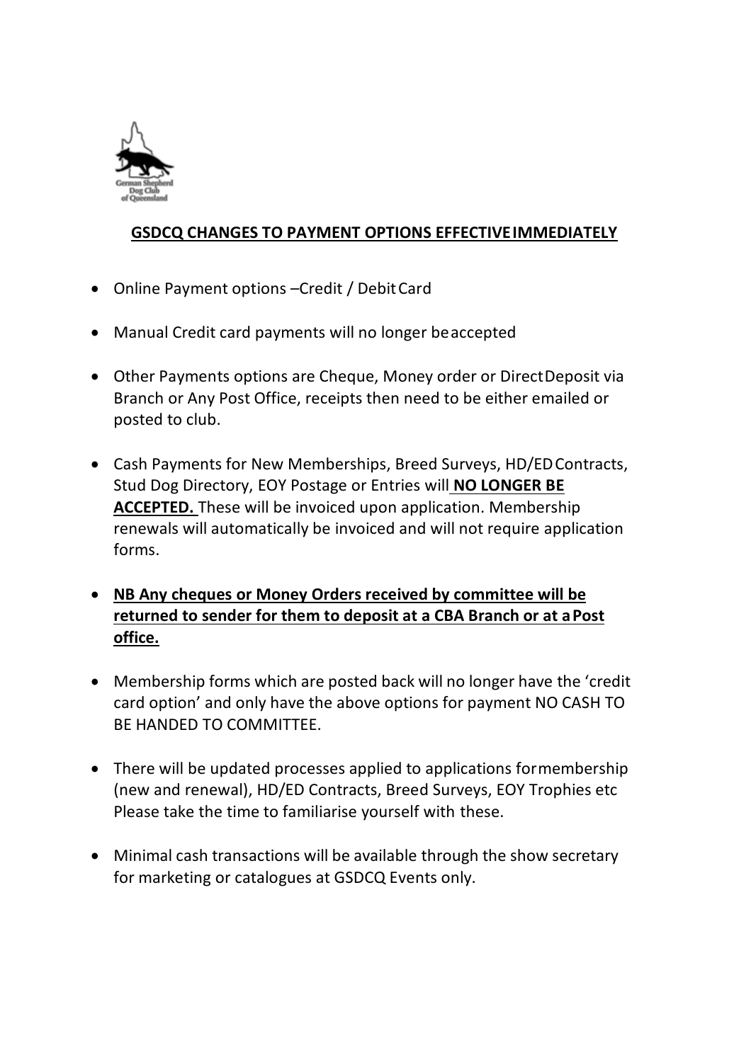German Shepherd Dog Club of Queensland

**GSDCQ CHANGES TO PAYMENT OPTIONS EFFECTIVE IMMEDIATELY**

- Online Payment options –Credit / Debit Card
- Manual Credit card payments will no longer be accepted
- Other Payments options are Cheque, Money order or Direct Deposit via Branch or Any Post Office, receipts then need to be either emailed or posted to club.
- Cash Payments for New Memberships, Breed Surveys, HD/ED Contracts, Stud Dog Directory, EOY Postage or Entries will **NO LONGER BE ACCEPTED.** These will be invoiced upon application. Membership renewals will automatically be invoiced and will not require application forms.
- **NB Any cheques or Money Orders received by committee will be returned to sender for them to deposit at a CBA Branch or at a Post office.**
- Membership forms which are posted back will no longer have the 'credit card option' and only have the above options for payment NO CASH TO BE HANDED TO COMMITTEE.
- There will be updated processes applied to applications for membership (new and renewal), HD/ED Contracts, Breed Surveys, EOY Trophies etc Please take the time to familiarise yourself with these.
- Minimal cash transactions will be available through the show secretary for marketing or catalogues at GSDCQ Events only.